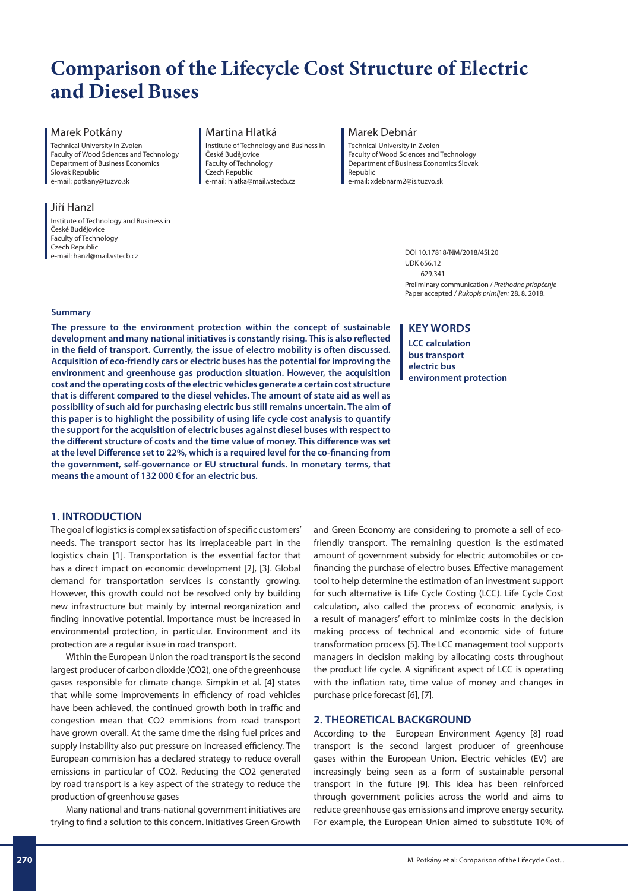# Comparison of the Lifecycle Cost Structure of Electric and Diesel Buses

**Marek Potkány**
Technical University in Zvolen
Faculty of Wood Sciences and Technology
Department of Business Economics
Slovak Republic
e-mail: potkany@tuzvo.sk

**Martina Hlatká**
Institute of Technology and Business in České Budějovice
Faculty of Technology
Czech Republic
e-mail: hlatka@mail.vstecb.cz

**Marek Debnár**
Technical University in Zvolen
Faculty of Wood Sciences and Technology
Department of Business Economics Slovak Republic
e-mail: xdebnarm2@is.tuzvo.sk

**Jiří Hanzl**
Institute of Technology and Business in České Budějovice
Faculty of Technology
Czech Republic
e-mail: hanzl@mail.vstecb.cz

DOI 10.17818/NM/2018/4SI.20
UDK 656.12
629.341
Preliminary communication / *Prethodno priopćenje*
Paper accepted / *Rukopis primljen:* 28. 8. 2018.

### Summary

**The pressure to the environment protection within the concept of sustainable development and many national initiatives is constantly rising. This is also reflected in the field of transport. Currently, the issue of electro mobility is often discussed. Acquisition of eco-friendly cars or electric buses has the potential for improving the environment and greenhouse gas production situation. However, the acquisition cost and the operating costs of the electric vehicles generate a certain cost structure that is different compared to the diesel vehicles. The amount of state aid as well as possibility of such aid for purchasing electric bus still remains uncertain. The aim of this paper is to highlight the possibility of using life cycle cost analysis to quantify the support for the acquisition of electric buses against diesel buses with respect to the different structure of costs and the time value of money. This difference was set at the level Difference set to 22%, which is a required level for the co-financing from the government, self-governance or EU structural funds. In monetary terms, that means the amount of 132 000 € for an electric bus.**

### KEY WORDS

**LCC calculation**
**bus transport**
**electric bus**
**environment protection**

## 1. INTRODUCTION

The goal of logistics is complex satisfaction of specific customers' needs. The transport sector has its irreplaceable part in the logistics chain [1]. Transportation is the essential factor that has a direct impact on economic development [2], [3]. Global demand for transportation services is constantly growing. However, this growth could not be resolved only by building new infrastructure but mainly by internal reorganization and finding innovative potential. Importance must be increased in environmental protection, in particular. Environment and its protection are a regular issue in road transport.

Within the European Union the road transport is the second largest producer of carbon dioxide ($CO_2$), one of the greenhouse gases responsible for climate change. Simpkin et al. [4] states that while some improvements in efficiency of road vehicles have been achieved, the continued growth both in traffic and congestion mean that $CO_2$ emmisions from road transport have grown overall. At the same time the rising fuel prices and supply instability also put pressure on increased efficiency. The European commision has a declared strategy to reduce overall emissions in particular of $CO_2$. Reducing the $CO_2$ generated by road transport is a key aspect of the strategy to reduce the production of greenhouse gases

Many national and trans-national government initiatives are trying to find a solution to this concern. Initiatives Green Growth and Green Economy are considering to promote a sell of eco-friendly transport. The remaining question is the estimated amount of government subsidy for electric automobiles or co-financing the purchase of electro buses. Effective management tool to help determine the estimation of an investment support for such alternative is Life Cycle Costing (LCC). Life Cycle Cost calculation, also called the process of economic analysis, is a result of managers' effort to minimize costs in the decision making process of technical and economic side of future transformation process [5]. The LCC management tool supports managers in decision making by allocating costs throughout the product life cycle. A significant aspect of LCC is operating with the inflation rate, time value of money and changes in purchase price forecast [6], [7].

## 2. THEORETICAL BACKGROUND

According to the European Environment Agency [8] road transport is the second largest producer of greenhouse gases within the European Union. Electric vehicles (EV) are increasingly being seen as a form of sustainable personal transport in the future [9]. This idea has been reinforced through government policies across the world and aims to reduce greenhouse gas emissions and improve energy security. For example, the European Union aimed to substitute 10% of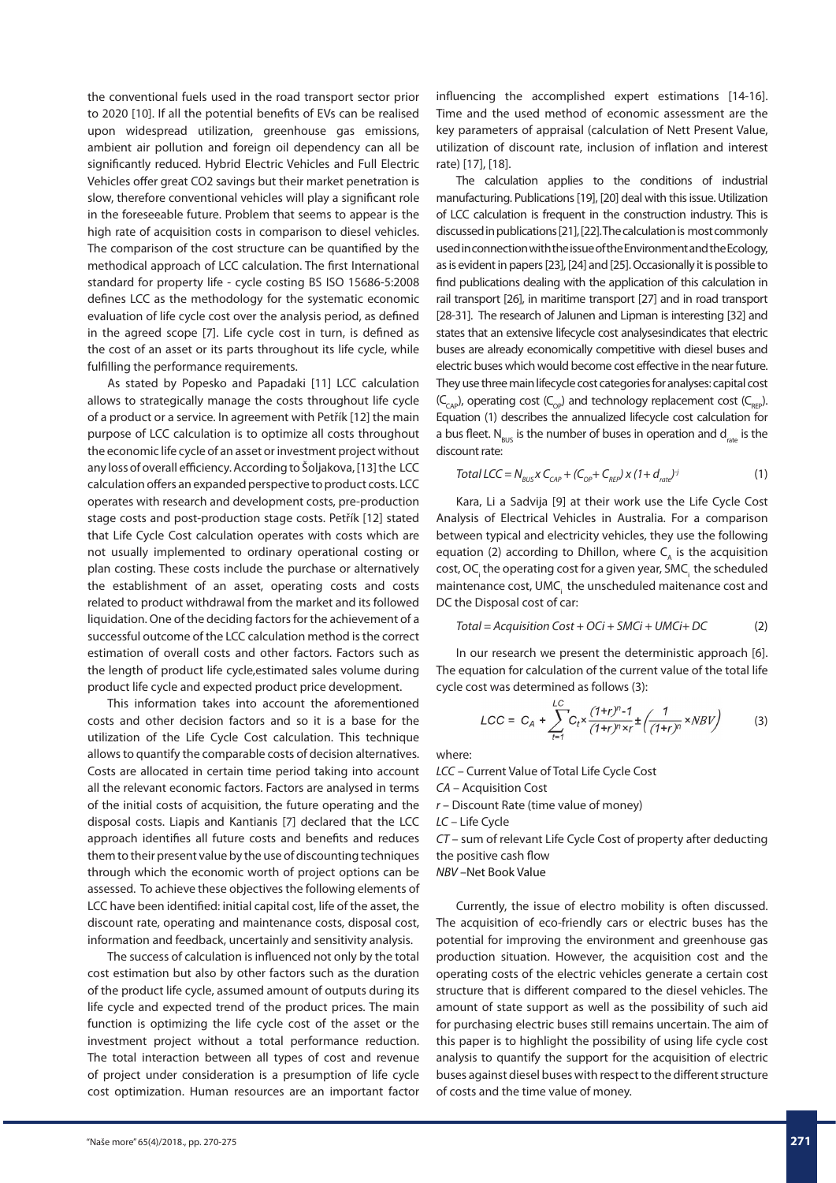the conventional fuels used in the road transport sector prior to 2020 [10]. If all the potential benefits of EVs can be realised upon widespread utilization, greenhouse gas emissions, ambient air pollution and foreign oil dependency can all be significantly reduced. Hybrid Electric Vehicles and Full Electric Vehicles offer great CO2 savings but their market penetration is slow, therefore conventional vehicles will play a significant role in the foreseeable future. Problem that seems to appear is the high rate of acquisition costs in comparison to diesel vehicles. The comparison of the cost structure can be quantified by the methodical approach of LCC calculation. The first International standard for property life - cycle costing BS ISO 15686-5:2008 defines LCC as the methodology for the systematic economic evaluation of life cycle cost over the analysis period, as defined in the agreed scope [7]. Life cycle cost in turn, is defined as the cost of an asset or its parts throughout its life cycle, while fulfilling the performance requirements.

As stated by Popesko and Papadaki [11] LCC calculation allows to strategically manage the costs throughout life cycle of a product or a service. In agreement with Petřík [12] the main purpose of LCC calculation is to optimize all costs throughout the economic life cycle of an asset or investment project without any loss of overall efficiency. According to Šoljakova, [13] the LCC calculation offers an expanded perspective to product costs. LCC operates with research and development costs, pre-production stage costs and post-production stage costs. Petřík [12] stated that Life Cycle Cost calculation operates with costs which are not usually implemented to ordinary operational costing or plan costing. These costs include the purchase or alternatively the establishment of an asset, operating costs and costs related to product withdrawal from the market and its followed liquidation. One of the deciding factors for the achievement of a successful outcome of the LCC calculation method is the correct estimation of overall costs and other factors. Factors such as the length of product life cycle,estimated sales volume during product life cycle and expected product price development.

This information takes into account the aforementioned costs and other decision factors and so it is a base for the utilization of the Life Cycle Cost calculation. This technique allows to quantify the comparable costs of decision alternatives. Costs are allocated in certain time period taking into account all the relevant economic factors. Factors are analysed in terms of the initial costs of acquisition, the future operating and the disposal costs. Liapis and Kantianis [7] declared that the LCC approach identifies all future costs and benefits and reduces them to their present value by the use of discounting techniques through which the economic worth of project options can be assessed. To achieve these objectives the following elements of LCC have been identified: initial capital cost, life of the asset, the discount rate, operating and maintenance costs, disposal cost, information and feedback, uncertainly and sensitivity analysis.

The success of calculation is influenced not only by the total cost estimation but also by other factors such as the duration of the product life cycle, assumed amount of outputs during its life cycle and expected trend of the product prices. The main function is optimizing the life cycle cost of the asset or the investment project without a total performance reduction. The total interaction between all types of cost and revenue of project under consideration is a presumption of life cycle cost optimization. Human resources are an important factor influencing the accomplished expert estimations [14-16]. Time and the used method of economic assessment are the key parameters of appraisal (calculation of Nett Present Value, utilization of discount rate, inclusion of inflation and interest rate) [17], [18].

The calculation applies to the conditions of industrial manufacturing. Publications [19], [20] deal with this issue. Utilization of LCC calculation is frequent in the construction industry. This is discussed in publications [21], [22]. The calculation is most commonly used in connection with the issue of the Environment and the Ecology, as is evident in papers [23], [24] and [25]. Occasionally it is possible to find publications dealing with the application of this calculation in rail transport [26], in maritime transport [27] and in road transport [28-31]. The research of Jalunen and Lipman is interesting [32] and states that an extensive lifecycle cost analysesindicates that electric buses are already economically competitive with diesel buses and electric buses which would become cost effective in the near future. They use three main lifecycle cost categories for analyses: capital cost ($C_{CAP}$), operating cost ($C_{OP}$) and technology replacement cost ($C_{REP}$). Equation (1) describes the annualized lifecycle cost calculation for a bus fleet. $N_{BUS}$ is the number of buses in operation and $d_{rate}$ is the discount rate:

$$Total\ LCC = N_{BUS} \times C_{CAP} + (C_{OP} + C_{REP}) \times (1 + d_{rate})^{-j} \tag{1}$$

Kara, Li a Sadvija [9] at their work use the Life Cycle Cost Analysis of Electrical Vehicles in Australia. For a comparison between typical and electricity vehicles, they use the following equation (2) according to Dhillon, where $C_A$ is the acquisition cost, $OC_i$ the operating cost for a given year, $SMC_i$ the scheduled maintenance cost, $UMC_i$ the unscheduled maitenance cost and DC the Disposal cost of car:

$$Total = Acquisition\ Cost + OCi + SMCi + UMCi + DC \tag{2}$$

In our research we present the deterministic approach [6]. The equation for calculation of the current value of the total life cycle cost was determined as follows (3):

$$LCC = C_A + \sum_{t=1}^{LC} C_t \times \frac{(1+r)^n - 1}{(1+r)^n \times r} \pm \left( \frac{1}{(1+r)^n} \times NBV \right) \tag{3}$$

where:

*LCC* – Current Value of Total Life Cycle Cost

*CA* – Acquisition Cost

*r* – Discount Rate (time value of money)

*LC* – Life Cycle

*CT* – sum of relevant Life Cycle Cost of property after deducting the positive cash flow

*NBV* –Net Book Value

Currently, the issue of electro mobility is often discussed. The acquisition of eco-friendly cars or electric buses has the potential for improving the environment and greenhouse gas production situation. However, the acquisition cost and the operating costs of the electric vehicles generate a certain cost structure that is different compared to the diesel vehicles. The amount of state support as well as the possibility of such aid for purchasing electric buses still remains uncertain. The aim of this paper is to highlight the possibility of using life cycle cost analysis to quantify the support for the acquisition of electric buses against diesel buses with respect to the different structure of costs and the time value of money.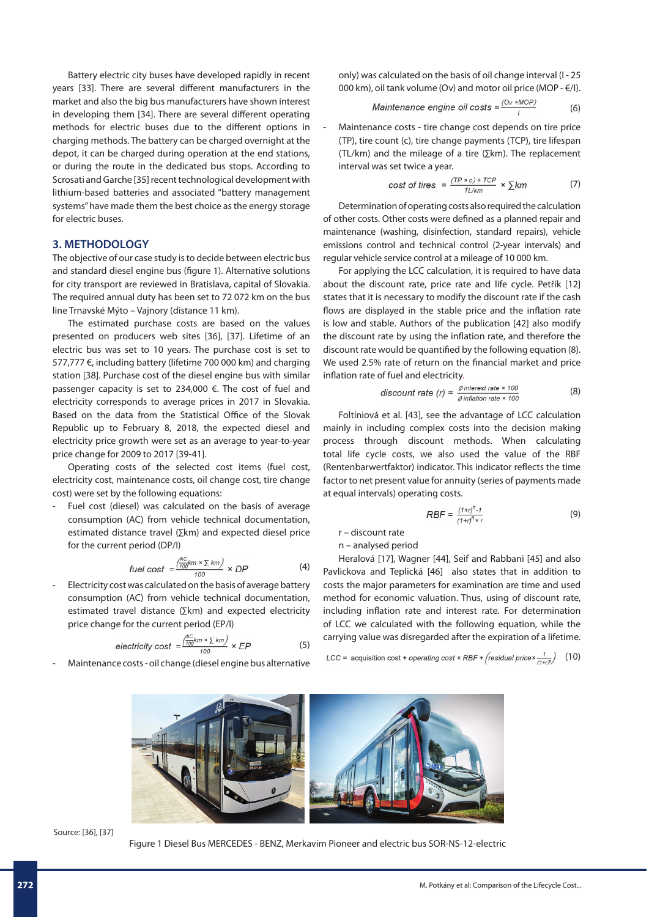Battery electric city buses have developed rapidly in recent years [33]. There are several different manufacturers in the market and also the big bus manufacturers have shown interest in developing them [34]. There are several different operating methods for electric buses due to the different options in charging methods. The battery can be charged overnight at the depot, it can be charged during operation at the end stations, or during the route in the dedicated bus stops. According to Scrosati and Garche [35] recent technological development with lithium-based batteries and associated "battery management systems" have made them the best choice as the energy storage for electric buses.

## 3. METHODOLOGY

The objective of our case study is to decide between electric bus and standard diesel engine bus (figure 1). Alternative solutions for city transport are reviewed in Bratislava, capital of Slovakia. The required annual duty has been set to 72 072 km on the bus line Trnavské Mýto – Vajnory (distance 11 km).

The estimated purchase costs are based on the values presented on producers web sites [36], [37]. Lifetime of an electric bus was set to 10 years. The purchase cost is set to 577,777 €, including battery (lifetime 700 000 km) and charging station [38]. Purchase cost of the diesel engine bus with similar passenger capacity is set to 234,000 €. The cost of fuel and electricity corresponds to average prices in 2017 in Slovakia. Based on the data from the Statistical Office of the Slovak Republic up to February 8, 2018, the expected diesel and electricity price growth were set as an average to year-to-year price change for 2009 to 2017 [39-41].

Operating costs of the selected cost items (fuel cost, electricity cost, maintenance costs, oil change cost, tire change cost) were set by the following equations:

- Fuel cost (diesel) was calculated on the basis of average consumption (AC) from vehicle technical documentation, estimated distance travel (∑km) and expected diesel price for the current period (DP/l)

$$fuel\ cost = \frac{\left(\frac{AC}{100}km \times \sum km\right)}{100} \times DP \qquad (4)$$

- Electricity cost was calculated on the basis of average battery consumption (AC) from vehicle technical documentation, estimated travel distance (∑km) and expected electricity price change for the current period (EP/l)

$$electricity\ cost = \frac{\left(\frac{AC}{100}km \times \sum km\right)}{100} \times EP \qquad (5)$$

- Maintenance costs - oil change (diesel engine bus alternative only) was calculated on the basis of oil change interval (I - 25 000 km), oil tank volume (Ov) and motor oil price (MOP - €/l).

$$Maintenance\ engine\ oil\ costs = \frac{(Ov \times MOP)}{I} \qquad (6)$$

- Maintenance costs - tire change cost depends on tire price (TP), tire count (c), tire change payments (TCP), tire lifespan (TL/km) and the mileage of a tire (∑km). The replacement interval was set twice a year.

$$cost\ of\ tires = \frac{(TP \times c) + TCP}{TL/km} \times \sum km \qquad (7)$$

Determination of operating costs also required the calculation of other costs. Other costs were defined as a planned repair and maintenance (washing, disinfection, standard repairs), vehicle emissions control and technical control (2-year intervals) and regular vehicle service control at a mileage of 10 000 km.

For applying the LCC calculation, it is required to have data about the discount rate, price rate and life cycle. Petřík [12] states that it is necessary to modify the discount rate if the cash flows are displayed in the stable price and the inflation rate is low and stable. Authors of the publication [42] also modify the discount rate by using the inflation rate, and therefore the discount rate would be quantified by the following equation (8). We used 2.5% rate of return on the financial market and price inflation rate of fuel and electricity.

$$discount\ rate\ (r) = \frac{\varnothing\ interest\ rate \times 100}{\varnothing\ inflation\ rate \times 100} \qquad (8)$$

Foltíniová et al. [43], see the advantage of LCC calculation mainly in including complex costs into the decision making process through discount methods. When calculating total life cycle costs, we also used the value of the RBF (Rentenbarwertfaktor) indicator. This indicator reflects the time factor to net present value for annuity (series of payments made at equal intervals) operating costs.

$$RBF = \frac{(1+r)^n - 1}{(1+r)^n \times r} \qquad (9)$$

r – discount rate

n – analysed period

Heralová [17], Wagner [44], Seif and Rabbani [45] and also Pavlickova and Teplická [46] also states that in addition to costs the major parameters for examination are time and used method for economic valuation. Thus, using of discount rate, including inflation rate and interest rate. For determination of LCC we calculated with the following equation, while the carrying value was disregarded after the expiration of a lifetime.

$$LCC = \text{acquisition cost} + \text{operating cost} \times RBF + \left(\text{residual price} \times \frac{1}{(1+r)^n}\right) \qquad (10)$$

Source: [36], [37]

Figure 1 Diesel Bus MERCEDES - BENZ, Merkavim Pioneer and electric bus SOR-NS-12-electric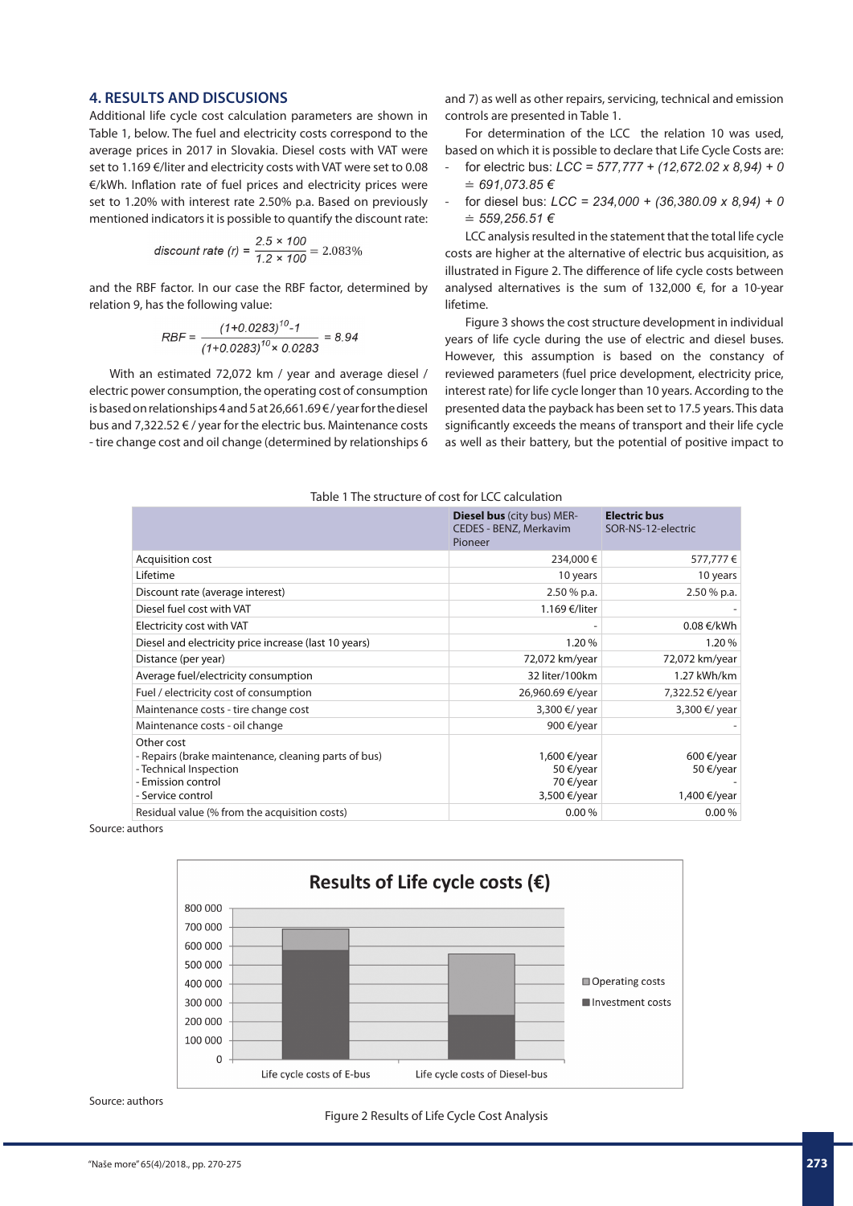## 4. RESULTS AND DISCUSIONS

Additional life cycle cost calculation parameters are shown in Table 1, below. The fuel and electricity costs correspond to the average prices in 2017 in Slovakia. Diesel costs with VAT were set to 1.169 €/liter and electricity costs with VAT were set to 0.08 €/kWh. Inflation rate of fuel prices and electricity prices were set to 1.20% with interest rate 2.50% p.a. Based on previously mentioned indicators it is possible to quantify the discount rate:

$$discount\ rate\ (r) = \frac{2.5 \times 100}{1.2 \times 100} = 2.083\%$$

and the RBF factor. In our case the RBF factor, determined by relation 9, has the following value:

$$RBF = \frac{(1+0.0283)^{10}-1}{(1+0.0283)^{10} \times 0.0283} = 8.94$$

With an estimated 72,072 km / year and average diesel / electric power consumption, the operating cost of consumption is based on relationships 4 and 5 at 26,661.69 € / year for the diesel bus and 7,322.52 € / year for the electric bus. Maintenance costs - tire change cost and oil change (determined by relationships 6 and 7) as well as other repairs, servicing, technical and emission controls are presented in Table 1.

For determination of the LCC the relation 10 was used, based on which it is possible to declare that Life Cycle Costs are:

- for electric bus: $LCC = 577{,}777 + (12{,}672.02 \times 8{,}94) + 0 \doteq 691{,}073.85$ €
- for diesel bus: $LCC = 234{,}000 + (36{,}380.09 \times 8{,}94) + 0 \doteq 559{,}256.51$ €

LCC analysis resulted in the statement that the total life cycle costs are higher at the alternative of electric bus acquisition, as illustrated in Figure 2. The difference of life cycle costs between analysed alternatives is the sum of 132,000 €, for a 10-year lifetime.

Figure 3 shows the cost structure development in individual years of life cycle during the use of electric and diesel buses. However, this assumption is based on the constancy of reviewed parameters (fuel price development, electricity price, interest rate) for life cycle longer than 10 years. According to the presented data the payback has been set to 17.5 years. This data significantly exceeds the means of transport and their life cycle as well as their battery, but the potential of positive impact to

Table 1 The structure of cost for LCC calculation

| | **Diesel bus** (city bus) MERCEDES - BENZ, Merkavim Pioneer | **Electric bus** SOR-NS-12-electric |
|---|---|---|
| Acquisition cost | 234,000 € | 577,777 € |
| Lifetime | 10 years | 10 years |
| Discount rate (average interest) | 2.50 % p.a. | 2.50 % p.a. |
| Diesel fuel cost with VAT | 1.169 €/liter | - |
| Electricity cost with VAT | - | 0.08 €/kWh |
| Diesel and electricity price increase (last 10 years) | 1.20 % | 1.20 % |
| Distance (per year) | 72,072 km/year | 72,072 km/year |
| Average fuel/electricity consumption | 32 liter/100km | 1.27 kWh/km |
| Fuel / electricity cost of consumption | 26,960.69 €/year | 7,322.52 €/year |
| Maintenance costs - tire change cost | 3,300 €/ year | 3,300 €/ year |
| Maintenance costs - oil change | 900 €/year | - |
| Other cost<br>- Repairs (brake maintenance, cleaning parts of bus)<br>- Technical Inspection<br>- Emission control<br>- Service control | <br>1,600 €/year<br>50 €/year<br>70 €/year<br>3,500 €/year | <br>600 €/year<br>50 €/year<br>-<br>1,400 €/year |
| Residual value (% from the acquisition costs) | 0.00 % | 0.00 % |

Source: authors

Source: authors

Figure 2 Results of Life Cycle Cost Analysis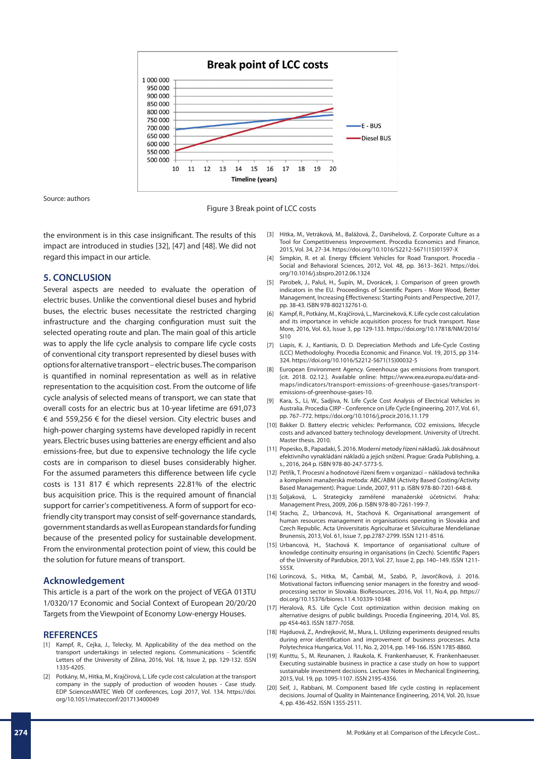Source: authors

Figure 3 Break point of LCC costs

the environment is in this case insignificant. The results of this impact are introduced in studies [32], [47] and [48]. We did not regard this impact in our article.

## 5. CONCLUSION

Several aspects are needed to evaluate the operation of electric buses. Unlike the conventional diesel buses and hybrid buses, the electric buses necessitate the restricted charging infrastructure and the charging configuration must suit the selected operating route and plan. The main goal of this article was to apply the life cycle analysis to compare life cycle costs of conventional city transport represented by diesel buses with options for alternative transport – electric buses. The comparison is quantified in nominal representation as well as in relative representation to the acquisition cost. From the outcome of life cycle analysis of selected means of transport, we can state that overall costs for an electric bus at 10-year lifetime are 691,073 € and 559,256 € for the diesel version. City electric buses and high-power charging systems have developed rapidly in recent years. Electric buses using batteries are energy efficient and also emissions-free, but due to expensive technology the life cycle costs are in comparison to diesel buses considerably higher. For the assumed parameters this difference between life cycle costs is 131 817 € which represents 22.81% of the electric bus acquisition price. This is the required amount of financial support for carrier's competitiveness. A form of support for eco-friendly city transport may consist of self-governance standards, government standards as well as European standards for funding because of the presented policy for sustainable development. From the environmental protection point of view, this could be the solution for future means of transport.

## Acknowledgement

This article is a part of the work on the project of VEGA 013TU 1/0320/17 Economic and Social Context of European 20/20/20 Targets from the Viewpoint of Economy Low-energy Houses.

## REFERENCES

[1] Kampf, R., Cejka, J., Telecky, M. Applicability of the dea method on the transport undertakings in selected regions. Communications - Scientific Letters of the University of Zilina, 2016, Vol. 18, Issue 2, pp. 129-132. ISSN 1335-4205.

[2] Potkány, M., Hitka, M., Krajčírová, L. Life cycle cost calculation at the transport company in the supply of production of wooden houses - Case study. EDP SciencesMATEC Web Of conferences, Logi 2017, Vol. 134. https://doi.org/10.1051/matecconf/201713400049

[3] Hitka, M., Vetráková, M., Balážová, Ž., Danihelová, Z. Corporate Culture as a Tool for Competitiveness Improvement. Procedia Economics and Finance, 2015, Vol. 34, 27-34. https://doi.org/10.1016/S2212-5671(15)01597-X

[4] Simpkin, R. et al. Energy Efficient Vehicles for Road Transport. Procedia - Social and Behavioral Sciences, 2012, Vol. 48, pp. 3613–3621. https://doi.org/10.1016/j.sbspro.2012.06.1324

[5] Parobek, J., Paluš, H., Šupín, M., Dvorácek, J. Comparison of green growth indicators in the EU. Proceedings of Scientific Papers - More Wood, Better Management, Increasing Effectiveness: Starting Points and Perspective, 2017, pp. 38-43. ISBN 978-802132761-0.

[6] Kampf, R., Potkány, M., Krajčírová, L., Marcineková, K. Life cycle cost calculation and its importance in vehicle acquisition process for truck transport. Nase More, 2016, Vol. 63, Issue 3, pp 129-133. https://doi.org/10.17818/NM/2016/SI10

[7] Liapis, K. J., Kantianis, D. D. Depreciation Methods and Life-Cycle Costing (LCC) Methodologhy. Procedia Economic and Finance. Vol. 19, 2015, pp 314-324. https://doi.org/10.1016/S2212-5671(15)00032-5

[8] European Environment Agency. Greenhouse gas emissions from transport. [cit. 2018. 02.12.]. Available online: https://www.eea.europa.eu/data-and-maps/indicators/transport-emissions-of-greenhouse-gases/transport-emissions-of-greenhouse-gases-10.

[9] Kara, S., Li, W., Sadjiva, N. Life Cycle Cost Analysis of Electrical Vehicles in Australia. Procedia CIRP - Conference on Life Cycle Engineering, 2017, Vol. 61, pp. 767–772. https://doi.org/10.1016/j.procir.2016.11.179

[10] Bakker D. Battery electric vehicles: Performance, CO2 emissions, lifecycle costs and advanced battery technology development. University of Utrecht. Master thesis. 2010.

[11] Popesko, B., Papadaki, Š. 2016. Moderní metody řízení nákladů. Jak dosáhnout efektivního vynakládání nákladů a jejich snížení. Prague: Grada Publishing, a. s., 2016, 264 p. ISBN 978-80-247-5773-5.

[12] Petřík, T. Procesní a hodnotové řízení firem v organizací – nákladová technika a komplexní manažerská metoda: ABC/ABM (Activity Based Costing/Activity Based Management). Prague: Linde, 2007, 911 p. ISBN 978-80-7201-648-8.

[13] Šoljaková, L. Strategicky zaměřené manažerské účetnictví. Praha: Management Press, 2009, 206 p. ISBN 978-80-7261-199-7.

[14] Stacho, Z., Urbancová, H., Stachová K. Organisational arrangement of human resources management in organisations operating in Slovakia and Czech Republic. Acta Universitatis Agriculturae et Silviculturae Mendelianae Brunensis, 2013, Vol. 61, Issue 7, pp.2787-2799. ISSN 1211-8516.

[15] Urbancová, H., Stachová K. Importance of organisational culture of knowledge continuity ensuring in organisations (in Czech). Scientific Papers of the University of Pardubice, 2013, Vol. 27, Issue 2, pp. 140–149. ISSN 1211-555X.

[16] Lorincová, S., Hitka, M., Čambál, M., Szabó, P., Javorčíková, J. 2016. Motivational factors influencing senior managers in the forestry and wood-processing sector in Slovakia. BioResources, 2016, Vol. 11, No.4, pp. https://doi.org/10.15376/biores.11.4.10339-10348

[17] Heralová, R.S. Life Cycle Cost optimization within decision making on alternative designs of public buildings. Procedia Engineering, 2014, Vol. 85, pp 454-463. ISSN 1877-7058.

[18] Hajduová, Z., Andrejkovič, M., Mura, L. Utilizing experiments designed results during error identification and improvement of business processes. Acta Polytechnica Hungarica, Vol. 11, No. 2, 2014, pp. 149-166. ISSN 1785-8860.

[19] Kunttu, S., M. Reunanen, J. Raukola, K. Frankenhaeuser, K. Frankenhaeuser. Executing sustainable business in practice a case study on how to support sustainable investment decisions. Lecture Notes in Mechanical Engineering, 2015, Vol. 19, pp. 1095-1107. ISSN 2195-4356.

[20] Seif, J., Rabbani, M. Component based life cycle costing in replacement decisions. Journal of Quality in Maintenance Engineering, 2014, Vol. 20, Issue 4, pp. 436-452. ISSN 1355-2511.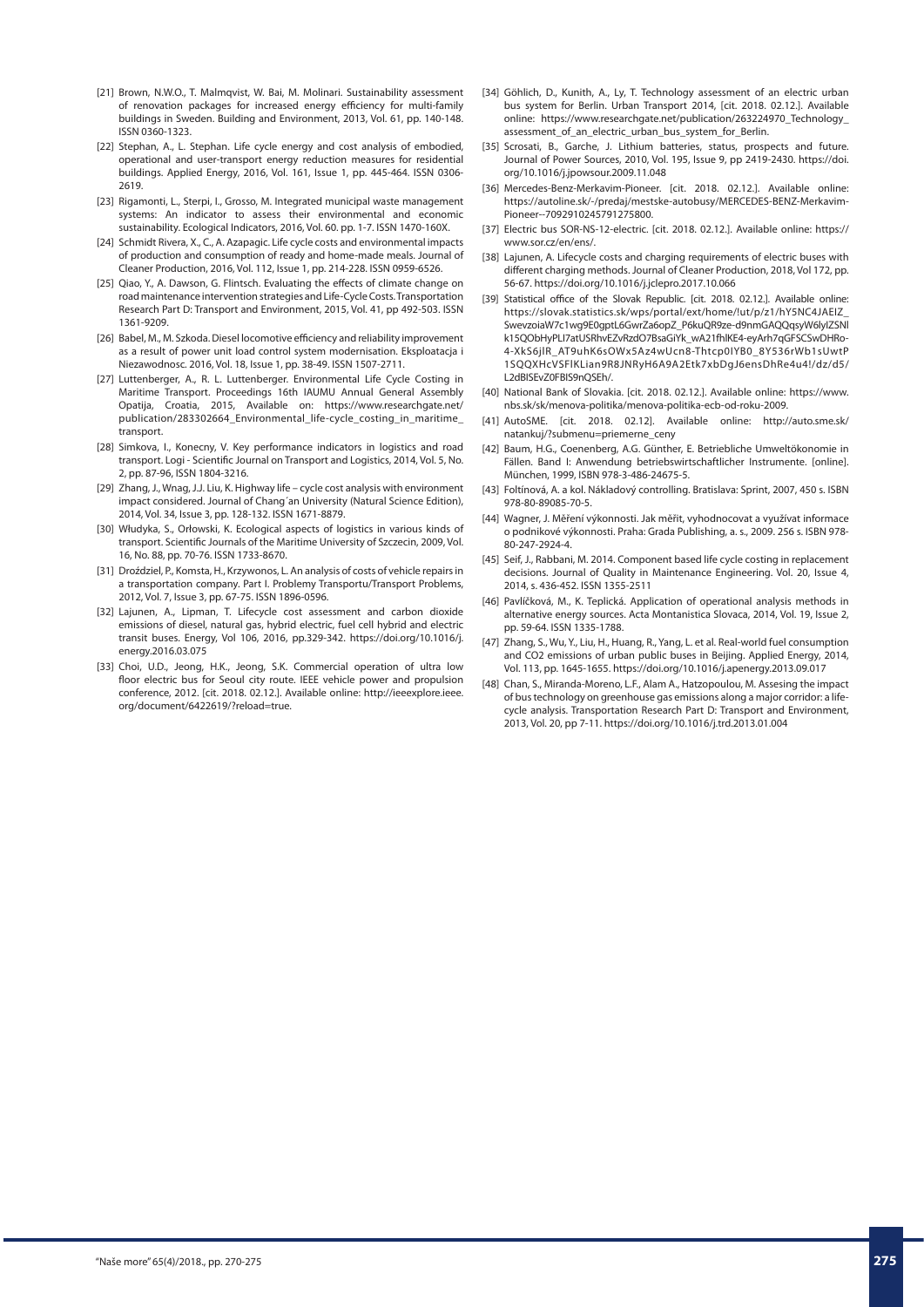[21] Brown, N.W.O., T. Malmqvist, W. Bai, M. Molinari. Sustainability assessment of renovation packages for increased energy efficiency for multi-family buildings in Sweden. Building and Environment, 2013, Vol. 61, pp. 140-148. ISSN 0360-1323.

[22] Stephan, A., L. Stephan. Life cycle energy and cost analysis of embodied, operational and user-transport energy reduction measures for residential buildings. Applied Energy, 2016, Vol. 161, Issue 1, pp. 445-464. ISSN 0306-2619.

[23] Rigamonti, L., Sterpi, I., Grosso, M. Integrated municipal waste management systems: An indicator to assess their environmental and economic sustainability. Ecological Indicators, 2016, Vol. 60. pp. 1-7. ISSN 1470-160X.

[24] Schmidt Rivera, X., C., A. Azapagic. Life cycle costs and environmental impacts of production and consumption of ready and home-made meals. Journal of Cleaner Production, 2016, Vol. 112, Issue 1, pp. 214-228. ISSN 0959-6526.

[25] Qiao, Y., A. Dawson, G. Flintsch. Evaluating the effects of climate change on road maintenance intervention strategies and Life-Cycle Costs. Transportation Research Part D: Transport and Environment, 2015, Vol. 41, pp 492-503. ISSN 1361-9209.

[26] Babel, M., M. Szkoda. Diesel locomotive efficiency and reliability improvement as a result of power unit load control system modernisation. Eksploatacja i Niezawodnosc. 2016, Vol. 18, Issue 1, pp. 38-49. ISSN 1507-2711.

[27] Luttenberger, A., R. L. Luttenberger. Environmental Life Cycle Costing in Maritime Transport. Proceedings 16th IAUMU Annual General Assembly Opatija, Croatia, 2015, Available on: https://www.researchgate.net/publication/283302664_Environmental_life-cycle_costing_in_maritime_transport.

[28] Simkova, I., Konecny, V. Key performance indicators in logistics and road transport. Logi - Scientific Journal on Transport and Logistics, 2014, Vol. 5, No. 2, pp. 87-96, ISSN 1804-3216.

[29] Zhang, J., Wnag, J.J. Liu, K. Highway life – cycle cost analysis with environment impact considered. Journal of Chang´an University (Natural Science Edition), 2014, Vol. 34, Issue 3, pp. 128-132. ISSN 1671-8879.

[30] Włudyka, S., Orłowski, K. Ecological aspects of logistics in various kinds of transport. Scientific Journals of the Maritime University of Szczecin, 2009, Vol. 16, No. 88, pp. 70-76. ISSN 1733-8670.

[31] Droździel, P., Komsta, H., Krzywonos, L. An analysis of costs of vehicle repairs in a transportation company. Part I. Problemy Transportu/Transport Problems, 2012, Vol. 7, Issue 3, pp. 67-75. ISSN 1896-0596.

[32] Lajunen, A., Lipman, T. Lifecycle cost assessment and carbon dioxide emissions of diesel, natural gas, hybrid electric, fuel cell hybrid and electric transit buses. Energy, Vol 106, 2016, pp.329-342. https://doi.org/10.1016/j.energy.2016.03.075

[33] Choi, U.D., Jeong, H.K., Jeong, S.K. Commercial operation of ultra low floor electric bus for Seoul city route. IEEE vehicle power and propulsion conference, 2012. [cit. 2018. 02.12.]. Available online: http://ieeexplore.ieee.org/document/6422619/?reload=true.

[34] Göhlich, D., Kunith, A., Ly, T. Technology assessment of an electric urban bus system for Berlin. Urban Transport 2014, [cit. 2018. 02.12.]. Available online: https://www.researchgate.net/publication/263224970_Technology_assessment_of_an_electric_urban_bus_system_for_Berlin.

[35] Scrosati, B., Garche, J. Lithium batteries, status, prospects and future. Journal of Power Sources, 2010, Vol. 195, Issue 9, pp 2419-2430. https://doi.org/10.1016/j.jpowsour.2009.11.048

[36] Mercedes-Benz-Merkavim-Pioneer. [cit. 2018. 02.12.]. Available online: https://autoline.sk/-/predaj/mestske-autobusy/MERCEDES-BENZ-Merkavim-Pioneer--7092910245791275800.

[37] Electric bus SOR-NS-12-electric. [cit. 2018. 02.12.]. Available online: https://www.sor.cz/en/ens/.

[38] Lajunen, A. Lifecycle costs and charging requirements of electric buses with different charging methods. Journal of Cleaner Production, 2018, Vol 172, pp. 56-67. https://doi.org/10.1016/j.jclepro.2017.10.066

[39] Statistical office of the Slovak Republic. [cit. 2018. 02.12.]. Available online: https://slovak.statistics.sk/wps/portal/ext/home/!ut/p/z1/hY5NC4JAEIZ_SwevzoiaW7c1wg9E0gptL6GwrZa6opZ_P6kuQR9ze-d9nmGAQQqsyW6lyIZSNlk15QObHyPLI7atUSRhvEZvRzdO7BsaGiYk_wA21fhlKE4-eyArh7qGFSCSwDHRo-4-XkS6jIR_AT9uhK6sOWx5Az4wUcn8-Thtcp0IYB0_8Y536rWb1sUwtP1SQQXHcVSFlKLian9R8JNRyH6A9A2Etk7xbDgJ6ensDhRe4u4!/dz/d5/L2dBISEvZ0FBIS9nQSEh/.

[40] National Bank of Slovakia. [cit. 2018. 02.12.]. Available online: https://www.nbs.sk/sk/menova-politika/menova-politika-ecb-od-roku-2009.

[41] AutoSME. [cit. 2018. 02.12]. Available online: http://auto.sme.sk/natankuj/?submenu=priemerne_ceny

[42] Baum, H.G., Coenenberg, A.G. Günther, E. Betriebliche Umweltökonomie in Fällen. Band I: Anwendung betriebswirtschaftlicher Instrumente. [online]. München, 1999, ISBN 978-3-486-24675-5.

[43] Foltínová, A. a kol. Nákladový controlling. Bratislava: Sprint, 2007, 450 s. ISBN 978-80-89085-70-5.

[44] Wagner, J. Měření výkonnosti. Jak měřit, vyhodnocovat a využívat informace o podnikové výkonnosti. Praha: Grada Publishing, a. s., 2009. 256 s. ISBN 978-80-247-2924-4.

[45] Seif, J., Rabbani, M. 2014. Component based life cycle costing in replacement decisions. Journal of Quality in Maintenance Engineering. Vol. 20, Issue 4, 2014, s. 436-452. ISSN 1355-2511

[46] Pavlíčková, M., K. Teplická. Application of operational analysis methods in alternative energy sources. Acta Montanistica Slovaca, 2014, Vol. 19, Issue 2, pp. 59-64. ISSN 1335-1788.

[47] Zhang, S., Wu, Y., Liu, H., Huang, R., Yang, L. et al. Real-world fuel consumption and CO2 emissions of urban public buses in Beijing. Applied Energy, 2014, Vol. 113, pp. 1645-1655. https://doi.org/10.1016/j.apenergy.2013.09.017

[48] Chan, S., Miranda-Moreno, L.F., Alam A., Hatzopoulou, M. Assesing the impact of bus technology on greenhouse gas emissions along a major corridor: a life-cycle analysis. Transportation Research Part D: Transport and Environment, 2013, Vol. 20, pp 7-11. https://doi.org/10.1016/j.trd.2013.01.004